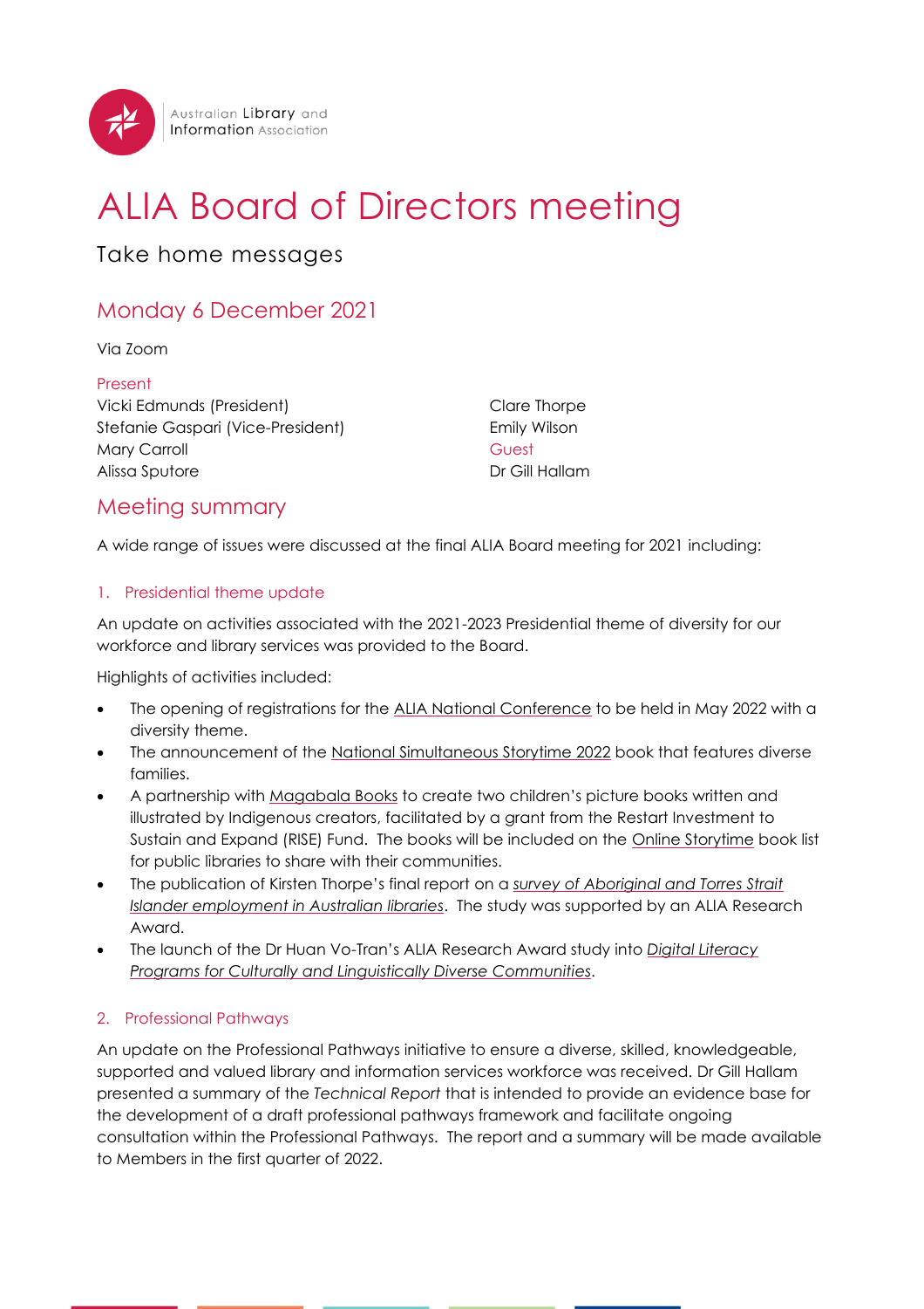# ALIA Board of Directors meeting

Take home messages

## Monday 6 December 2021

Via Zoom

**Present**

Vicki Edmunds (President)
Stefanie Gaspari (Vice-President)
Mary Carroll
Alissa Sputore
Clare Thorpe
Emily Wilson

**Guest**

Dr Gill Hallam

## Meeting summary

A wide range of issues were discussed at the final ALIA Board meeting for 2021 including:

### 1. Presidential theme update

An update on activities associated with the 2021-2023 Presidential theme of diversity for our workforce and library services was provided to the Board.

Highlights of activities included:

- The opening of registrations for the ALIA National Conference to be held in May 2022 with a diversity theme.
- The announcement of the National Simultaneous Storytime 2022 book that features diverse families.
- A partnership with Magabala Books to create two children's picture books written and illustrated by Indigenous creators, facilitated by a grant from the Restart Investment to Sustain and Expand (RISE) Fund. The books will be included on the Online Storytime book list for public libraries to share with their communities.
- The publication of Kirsten Thorpe's final report on a *survey of Aboriginal and Torres Strait Islander employment in Australian libraries*. The study was supported by an ALIA Research Award.
- The launch of the Dr Huan Vo-Tran's ALIA Research Award study into *Digital Literacy Programs for Culturally and Linguistically Diverse Communities*.

### 2. Professional Pathways

An update on the Professional Pathways initiative to ensure a diverse, skilled, knowledgeable, supported and valued library and information services workforce was received. Dr Gill Hallam presented a summary of the *Technical Report* that is intended to provide an evidence base for the development of a draft professional pathways framework and facilitate ongoing consultation within the Professional Pathways. The report and a summary will be made available to Members in the first quarter of 2022.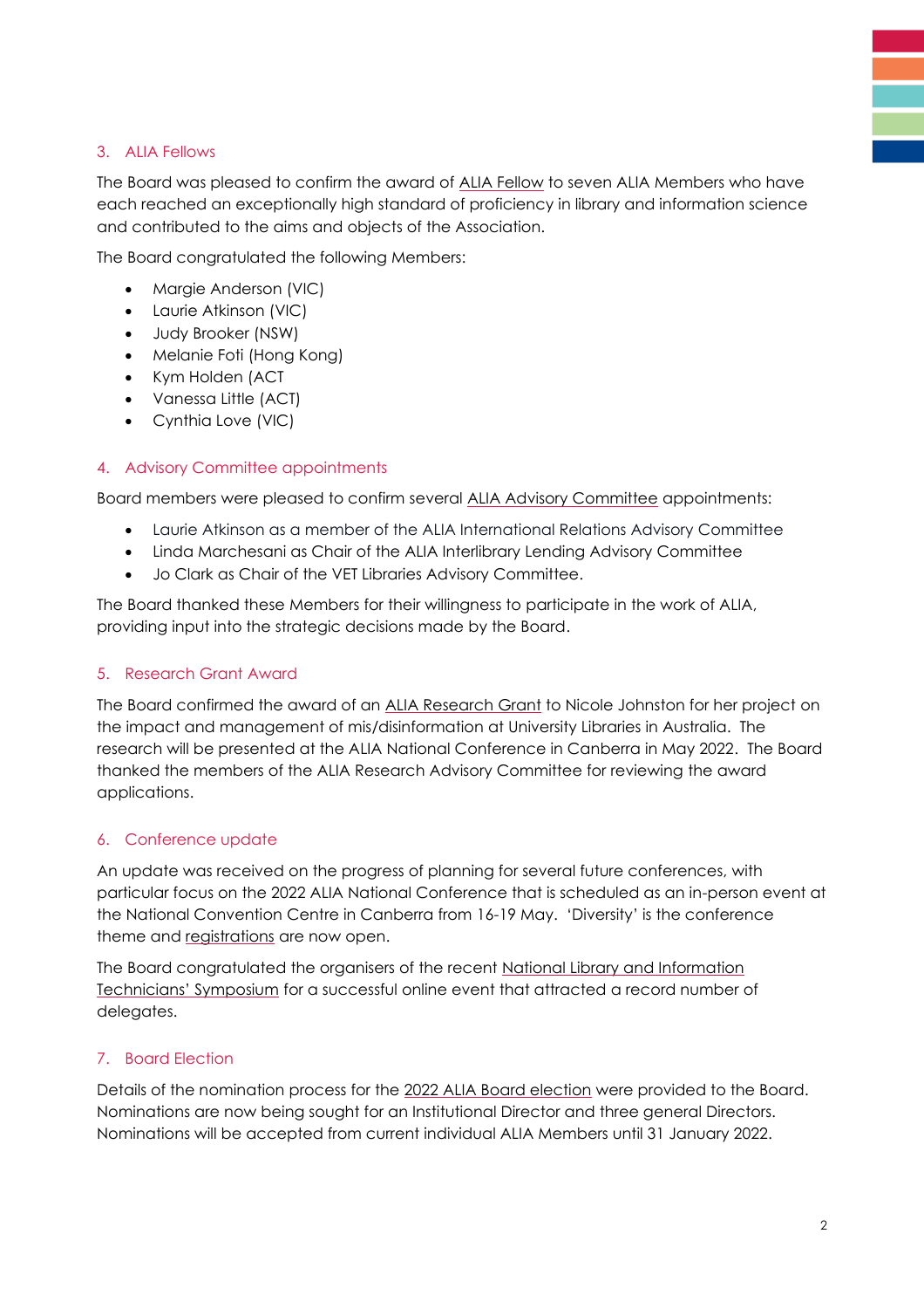## 3. ALIA Fellows

The Board was pleased to confirm the award of ALIA Fellow to seven ALIA Members who have each reached an exceptionally high standard of proficiency in library and information science and contributed to the aims and objects of the Association.

The Board congratulated the following Members:

- Margie Anderson (VIC)
- Laurie Atkinson (VIC)
- Judy Brooker (NSW)
- Melanie Foti (Hong Kong)
- Kym Holden (ACT
- Vanessa Little (ACT)
- Cynthia Love (VIC)

## 4. Advisory Committee appointments

Board members were pleased to confirm several ALIA Advisory Committee appointments:

- Laurie Atkinson as a member of the ALIA International Relations Advisory Committee
- Linda Marchesani as Chair of the ALIA Interlibrary Lending Advisory Committee
- Jo Clark as Chair of the VET Libraries Advisory Committee.

The Board thanked these Members for their willingness to participate in the work of ALIA, providing input into the strategic decisions made by the Board.

## 5. Research Grant Award

The Board confirmed the award of an ALIA Research Grant to Nicole Johnston for her project on the impact and management of mis/disinformation at University Libraries in Australia. The research will be presented at the ALIA National Conference in Canberra in May 2022. The Board thanked the members of the ALIA Research Advisory Committee for reviewing the award applications.

## 6. Conference update

An update was received on the progress of planning for several future conferences, with particular focus on the 2022 ALIA National Conference that is scheduled as an in-person event at the National Convention Centre in Canberra from 16-19 May. 'Diversity' is the conference theme and registrations are now open.

The Board congratulated the organisers of the recent National Library and Information Technicians' Symposium for a successful online event that attracted a record number of delegates.

## 7. Board Election

Details of the nomination process for the 2022 ALIA Board election were provided to the Board. Nominations are now being sought for an Institutional Director and three general Directors. Nominations will be accepted from current individual ALIA Members until 31 January 2022.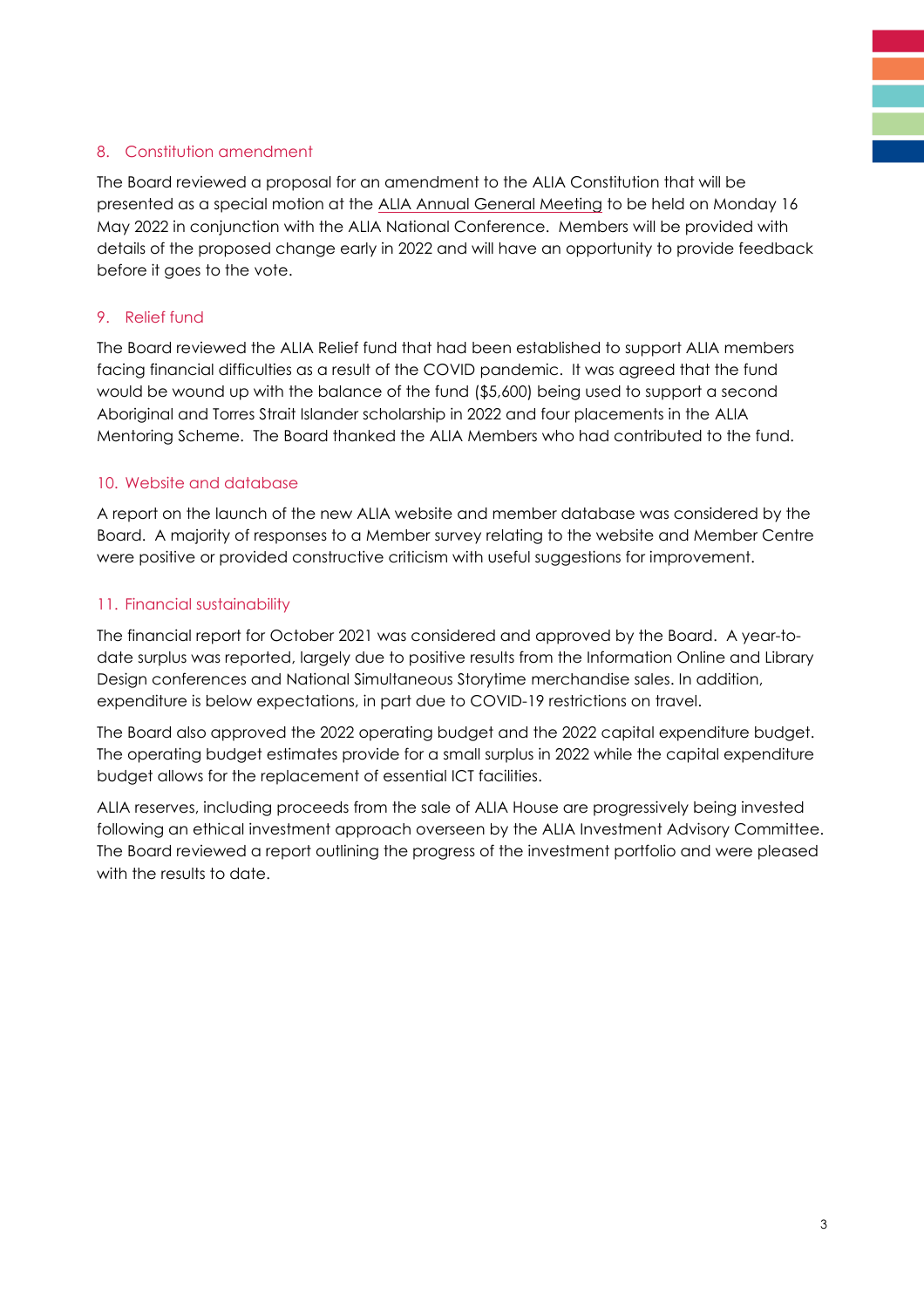## 8. Constitution amendment

The Board reviewed a proposal for an amendment to the ALIA Constitution that will be presented as a special motion at the ALIA Annual General Meeting to be held on Monday 16 May 2022 in conjunction with the ALIA National Conference. Members will be provided with details of the proposed change early in 2022 and will have an opportunity to provide feedback before it goes to the vote.

## 9. Relief fund

The Board reviewed the ALIA Relief fund that had been established to support ALIA members facing financial difficulties as a result of the COVID pandemic. It was agreed that the fund would be wound up with the balance of the fund ($5,600) being used to support a second Aboriginal and Torres Strait Islander scholarship in 2022 and four placements in the ALIA Mentoring Scheme. The Board thanked the ALIA Members who had contributed to the fund.

## 10. Website and database

A report on the launch of the new ALIA website and member database was considered by the Board. A majority of responses to a Member survey relating to the website and Member Centre were positive or provided constructive criticism with useful suggestions for improvement.

## 11. Financial sustainability

The financial report for October 2021 was considered and approved by the Board. A year-to-date surplus was reported, largely due to positive results from the Information Online and Library Design conferences and National Simultaneous Storytime merchandise sales. In addition, expenditure is below expectations, in part due to COVID-19 restrictions on travel.

The Board also approved the 2022 operating budget and the 2022 capital expenditure budget. The operating budget estimates provide for a small surplus in 2022 while the capital expenditure budget allows for the replacement of essential ICT facilities.

ALIA reserves, including proceeds from the sale of ALIA House are progressively being invested following an ethical investment approach overseen by the ALIA Investment Advisory Committee. The Board reviewed a report outlining the progress of the investment portfolio and were pleased with the results to date.